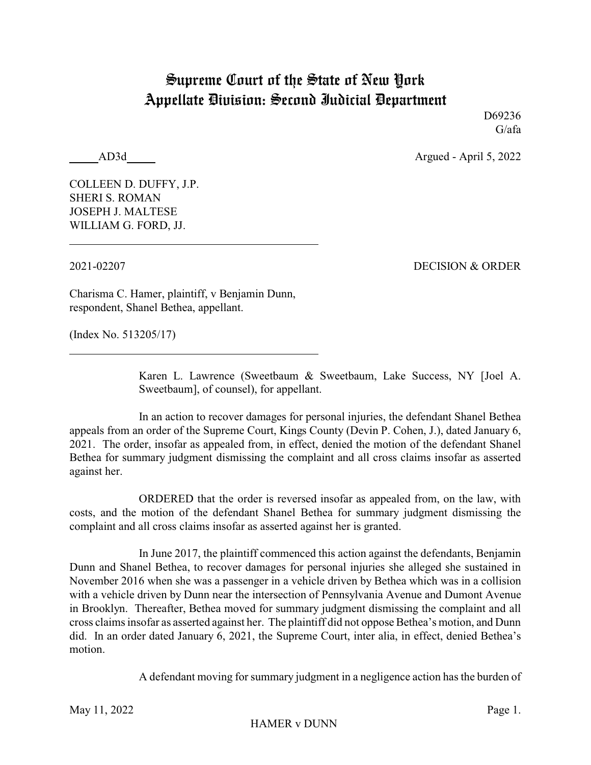# Supreme Court of the State of New York
# Appellate Division: Second Judicial Department

D69236
G/afa

_____AD3d_____ Argued - April 5, 2022

COLLEEN D. DUFFY, J.P.
SHERI S. ROMAN
JOSEPH J. MALTESE
WILLIAM G. FORD, JJ.

---

2021-02207 DECISION & ORDER

Charisma C. Hamer, plaintiff, v Benjamin Dunn, respondent, Shanel Bethea, appellant.

(Index No. 513205/17)

---

Karen L. Lawrence (Sweetbaum & Sweetbaum, Lake Success, NY [Joel A. Sweetbaum], of counsel), for appellant.

In an action to recover damages for personal injuries, the defendant Shanel Bethea appeals from an order of the Supreme Court, Kings County (Devin P. Cohen, J.), dated January 6, 2021. The order, insofar as appealed from, in effect, denied the motion of the defendant Shanel Bethea for summary judgment dismissing the complaint and all cross claims insofar as asserted against her.

ORDERED that the order is reversed insofar as appealed from, on the law, with costs, and the motion of the defendant Shanel Bethea for summary judgment dismissing the complaint and all cross claims insofar as asserted against her is granted.

In June 2017, the plaintiff commenced this action against the defendants, Benjamin Dunn and Shanel Bethea, to recover damages for personal injuries she alleged she sustained in November 2016 when she was a passenger in a vehicle driven by Bethea which was in a collision with a vehicle driven by Dunn near the intersection of Pennsylvania Avenue and Dumont Avenue in Brooklyn. Thereafter, Bethea moved for summary judgment dismissing the complaint and all cross claims insofar as asserted against her. The plaintiff did not oppose Bethea's motion, and Dunn did. In an order dated January 6, 2021, the Supreme Court, inter alia, in effect, denied Bethea's motion.

A defendant moving for summary judgment in a negligence action has the burden of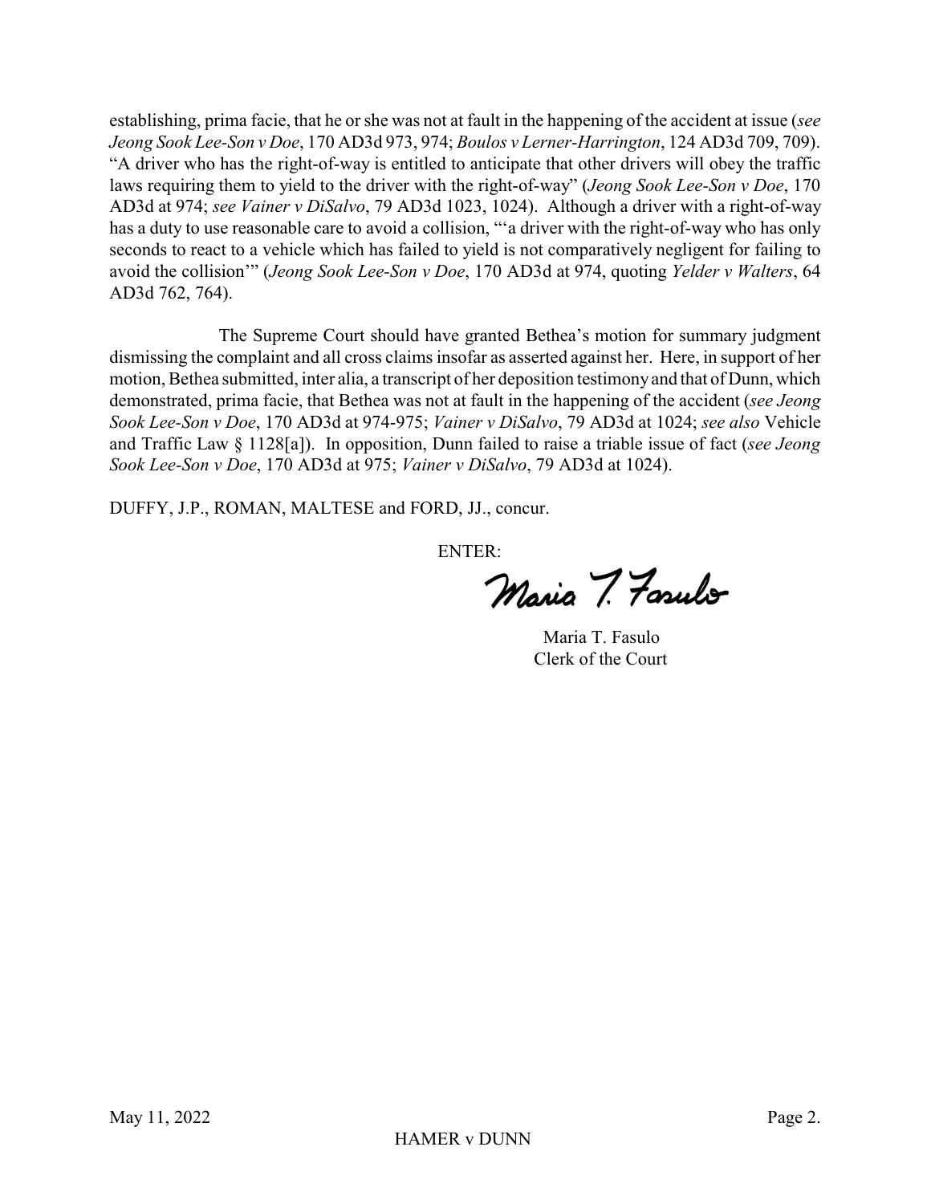establishing, prima facie, that he or she was not at fault in the happening of the accident at issue (*see Jeong Sook Lee-Son v Doe*, 170 AD3d 973, 974; *Boulos v Lerner-Harrington*, 124 AD3d 709, 709). "A driver who has the right-of-way is entitled to anticipate that other drivers will obey the traffic laws requiring them to yield to the driver with the right-of-way" (*Jeong Sook Lee-Son v Doe*, 170 AD3d at 974; *see Vainer v DiSalvo*, 79 AD3d 1023, 1024). Although a driver with a right-of-way has a duty to use reasonable care to avoid a collision, "'a driver with the right-of-way who has only seconds to react to a vehicle which has failed to yield is not comparatively negligent for failing to avoid the collision'" (*Jeong Sook Lee-Son v Doe*, 170 AD3d at 974, quoting *Yelder v Walters*, 64 AD3d 762, 764).

The Supreme Court should have granted Bethea's motion for summary judgment dismissing the complaint and all cross claims insofar as asserted against her. Here, in support of her motion, Bethea submitted, inter alia, a transcript of her deposition testimony and that of Dunn, which demonstrated, prima facie, that Bethea was not at fault in the happening of the accident (*see Jeong Sook Lee-Son v Doe*, 170 AD3d at 974-975; *Vainer v DiSalvo*, 79 AD3d at 1024; *see also* Vehicle and Traffic Law § 1128[a]). In opposition, Dunn failed to raise a triable issue of fact (*see Jeong Sook Lee-Son v Doe*, 170 AD3d at 975; *Vainer v DiSalvo*, 79 AD3d at 1024).

DUFFY, J.P., ROMAN, MALTESE and FORD, JJ., concur.

ENTER:

Maria T. Fasulo

Maria T. Fasulo
Clerk of the Court